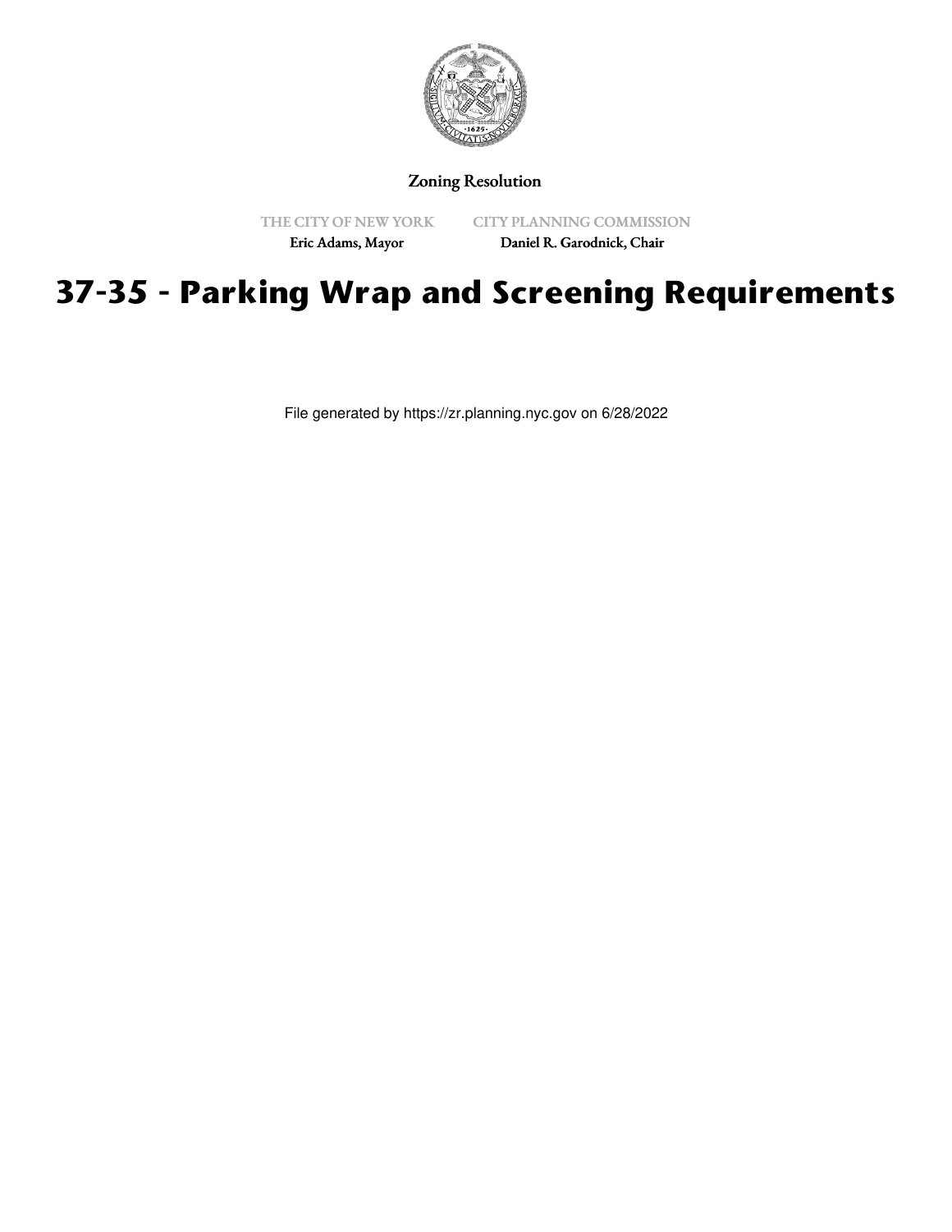Zoning Resolution

THE CITY OF NEW YORK
Eric Adams, Mayor

CITY PLANNING COMMISSION
Daniel R. Garodnick, Chair

# 37-35 - Parking Wrap and Screening Requirements

File generated by https://zr.planning.nyc.gov on 6/28/2022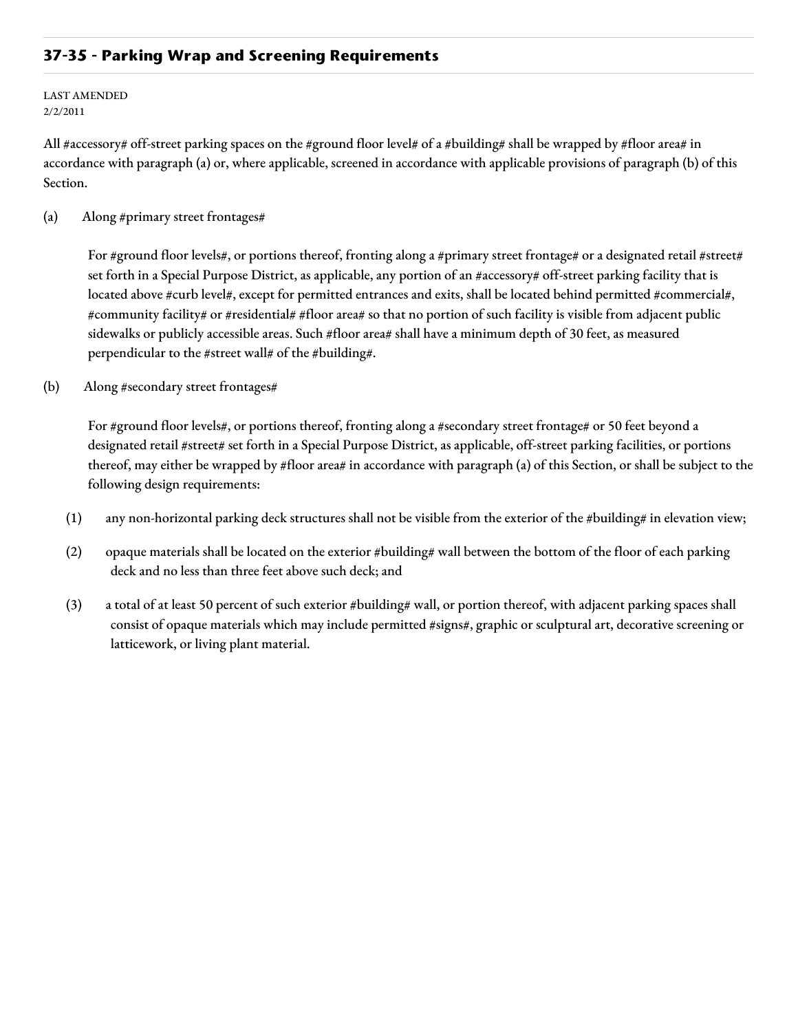## 37-35 - Parking Wrap and Screening Requirements

LAST AMENDED
2/2/2011

All #accessory# off-street parking spaces on the #ground floor level# of a #building# shall be wrapped by #floor area# in accordance with paragraph (a) or, where applicable, screened in accordance with applicable provisions of paragraph (b) of this Section.

(a) Along #primary street frontages#

For #ground floor levels#, or portions thereof, fronting along a #primary street frontage# or a designated retail #street# set forth in a Special Purpose District, as applicable, any portion of an #accessory# off-street parking facility that is located above #curb level#, except for permitted entrances and exits, shall be located behind permitted #commercial#, #community facility# or #residential# #floor area# so that no portion of such facility is visible from adjacent public sidewalks or publicly accessible areas. Such #floor area# shall have a minimum depth of 30 feet, as measured perpendicular to the #street wall# of the #building#.

(b) Along #secondary street frontages#

For #ground floor levels#, or portions thereof, fronting along a #secondary street frontage# or 50 feet beyond a designated retail #street# set forth in a Special Purpose District, as applicable, off-street parking facilities, or portions thereof, may either be wrapped by #floor area# in accordance with paragraph (a) of this Section, or shall be subject to the following design requirements:

(1) any non-horizontal parking deck structures shall not be visible from the exterior of the #building# in elevation view;

(2) opaque materials shall be located on the exterior #building# wall between the bottom of the floor of each parking deck and no less than three feet above such deck; and

(3) a total of at least 50 percent of such exterior #building# wall, or portion thereof, with adjacent parking spaces shall consist of opaque materials which may include permitted #signs#, graphic or sculptural art, decorative screening or latticework, or living plant material.